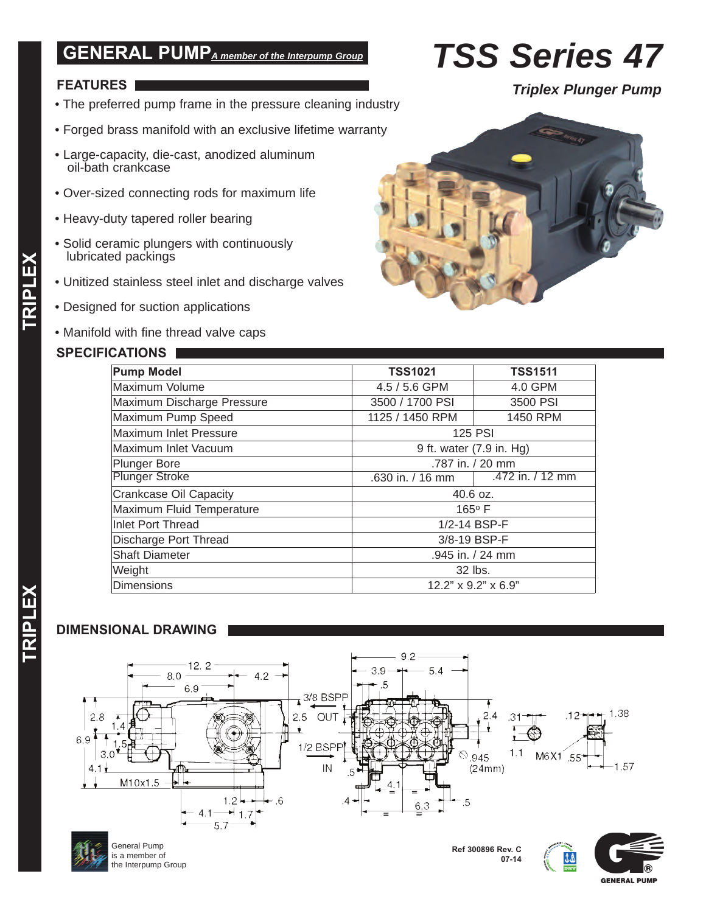# GENERAL PUMP *A member of the Interpump Group*

# TSS Series 47

***Triplex Plunger Pump***

## FEATURES

- The preferred pump frame in the pressure cleaning industry
- Forged brass manifold with an exclusive lifetime warranty
- Large-capacity, die-cast, anodized aluminum oil-bath crankcase
- Over-sized connecting rods for maximum life
- Heavy-duty tapered roller bearing
- Solid ceramic plungers with continuously lubricated packings
- Unitized stainless steel inlet and discharge valves
- Designed for suction applications
- Manifold with fine thread valve caps

## SPECIFICATIONS

| Pump Model | TSS1021 | TSS1511 |
|---|---|---|
| Maximum Volume | 4.5 / 5.6 GPM | 4.0 GPM |
| Maximum Discharge Pressure | 3500 / 1700 PSI | 3500 PSI |
| Maximum Pump Speed | 1125 / 1450 RPM | 1450 RPM |
| Maximum Inlet Pressure | 125 PSI | |
| Maximum Inlet Vacuum | 9 ft. water (7.9 in. Hg) | |
| Plunger Bore | .787 in. / 20 mm | |
| Plunger Stroke | .630 in. / 16 mm | .472 in. / 12 mm |
| Crankcase Oil Capacity | 40.6 oz. | |
| Maximum Fluid Temperature | 165° F | |
| Inlet Port Thread | 1/2-14 BSP-F | |
| Discharge Port Thread | 3/8-19 BSP-F | |
| Shaft Diameter | .945 in. / 24 mm | |
| Weight | 32 lbs. | |
| Dimensions | 12.2" x 9.2" x 6.9" | |

## DIMENSIONAL DRAWING

General Pump is a member of the Interpump Group

Ref 300896 Rev. C
07-14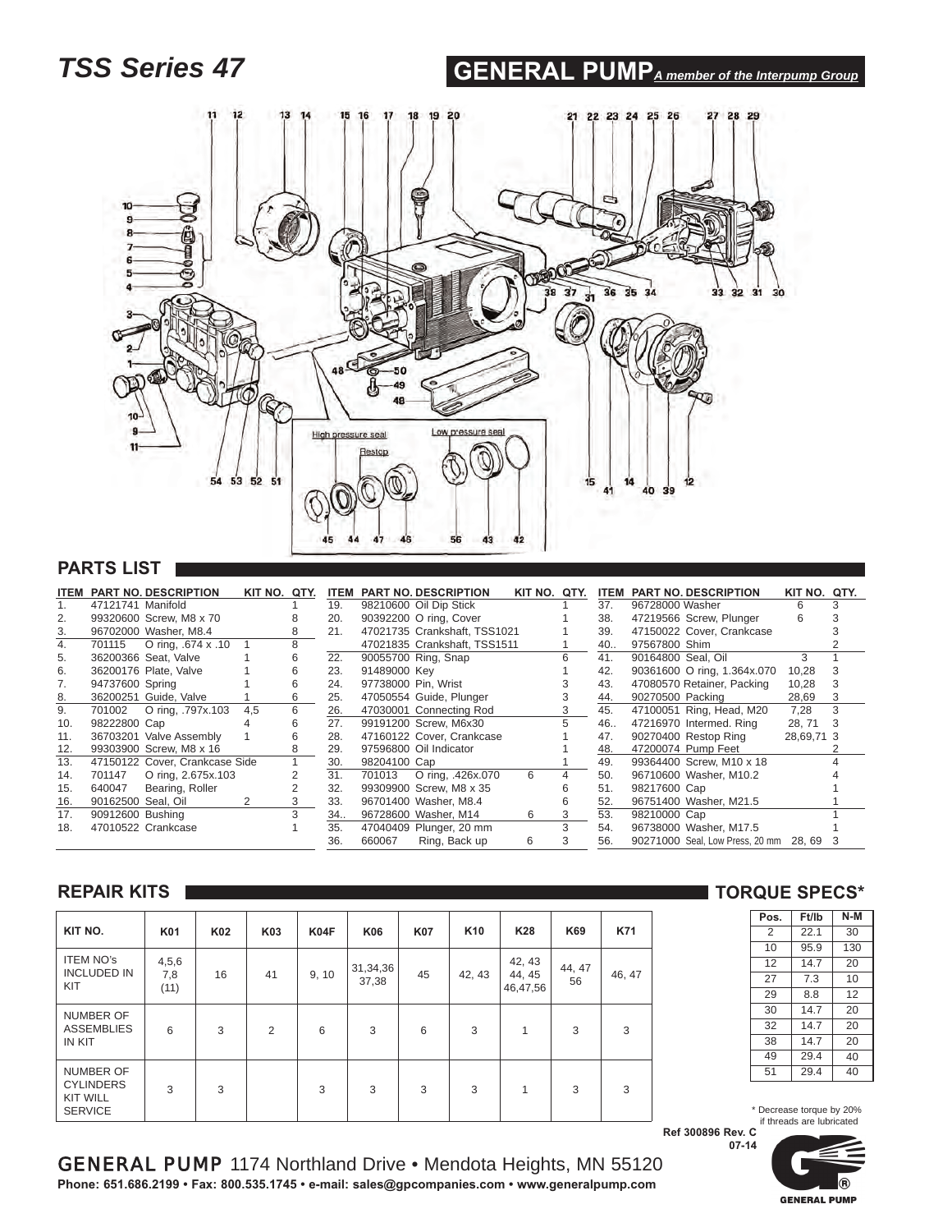# TSS Series 47

## GENERAL PUMP *A member of the Interpump Group*

High pressure seal

Restop

Low pressure seal

## PARTS LIST

| ITEM | PART NO. | DESCRIPTION | KIT NO. | QTY. |
|---|---|---|---|---|
| 1. | 47121741 | Manifold | | 1 |
| 2. | 99320600 | Screw, M8 x 70 | | 8 |
| 3. | 96702000 | Washer, M8.4 | | 8 |
| 4. | 701115 | O ring, .674 x .10 | 1 | 8 |
| 5. | 36200366 | Seat, Valve | 1 | 6 |
| 6. | 36200176 | Plate, Valve | 1 | 6 |
| 7. | 94737600 | Spring | 1 | 6 |
| 8. | 36200251 | Guide, Valve | 1 | 6 |
| 9. | 701002 | O ring, .797x.103 | 4,5 | 6 |
| 10. | 98222800 | Cap | 4 | 6 |
| 11. | 36703201 | Valve Assembly | 1 | 6 |
| 12. | 99303900 | Screw, M8 x 16 | | 8 |
| 13. | 47150122 | Cover, Crankcase Side | | 1 |
| 14. | 701147 | O ring, 2.675x.103 | | 2 |
| 15. | 640047 | Bearing, Roller | | 2 |
| 16. | 90162500 | Seal, Oil | 2 | 3 |
| 17. | 90912600 | Bushing | | 3 |
| 18. | 47010522 | Crankcase | | 1 |
| 19. | 98210600 | Oil Dip Stick | | 1 |
| 20. | 90392200 | O ring, Cover | | 1 |
| 21. | 47021735 | Crankshaft, TSS1021 | | 1 |
| | 47021835 | Crankshaft, TSS1511 | | 1 |
| 22. | 90055700 | Ring, Snap | | 6 |
| 23. | 91489000 | Key | | 1 |
| 24. | 97738000 | Pin, Wrist | | 3 |
| 25. | 47050554 | Guide, Plunger | | 3 |
| 26. | 47030001 | Connecting Rod | | 3 |
| 27. | 99191200 | Screw, M6x30 | | 5 |
| 28. | 47160122 | Cover, Crankcase | | 1 |
| 29. | 97596800 | Oil Indicator | | 1 |
| 30. | 98204100 | Cap | | 1 |
| 31. | 701013 | O ring, .426x.070 | 6 | 4 |
| 32. | 99309900 | Screw, M8 x 35 | | 6 |
| 33. | 96701400 | Washer, M8.4 | | 6 |
| 34.. | 96728600 | Washer, M14 | 6 | 3 |
| 35. | 47040409 | Plunger, 20 mm | | 3 |
| 36. | 660067 | Ring, Back up | 6 | 3 |
| 37. | 96728000 | Washer | 6 | 3 |
| 38. | 47219566 | Screw, Plunger | 6 | 3 |
| 39. | 47150022 | Cover, Crankcase | | 3 |
| 40.. | 97567800 | Shim | | 2 |
| 41. | 90164800 | Seal, Oil | 3 | 1 |
| 42. | 90361600 | O ring, 1.364x.070 | 10,28 | 3 |
| 43. | 47080570 | Retainer, Packing | 10,28 | 3 |
| 44. | 90270500 | Packing | 28,69 | 3 |
| 45. | 47100051 | Ring, Head, M20 | 7,28 | 3 |
| 46.. | 47216970 | Intermed. Ring | 28, 71 | 3 |
| 47. | 90270400 | Restop Ring | 28,69,71 | 3 |
| 48. | 47200074 | Pump Feet | | 2 |
| 49. | 99364400 | Screw, M10 x 18 | | 4 |
| 50. | 96710600 | Washer, M10.2 | | 4 |
| 51. | 98217600 | Cap | | 1 |
| 52. | 96751400 | Washer, M21.5 | | 1 |
| 53. | 98210000 | Cap | | 1 |
| 54. | 96738000 | Washer, M17.5 | | 1 |
| 56. | 90271000 | Seal, Low Press, 20 mm | 28, 69 | 3 |

## REPAIR KITS

| KIT NO. | K01 | K02 | K03 | K04F | K06 | K07 | K10 | K28 | K69 | K71 |
|---|---|---|---|---|---|---|---|---|---|---|
| ITEM NO's INCLUDED IN KIT | 4,5,6 7,8 (11) | 16 | 41 | 9, 10 | 31,34,36 37,38 | 45 | 42, 43 | 42, 43 44, 45 46,47,56 | 44, 47 56 | 46, 47 |
| NUMBER OF ASSEMBLIES IN KIT | 6 | 3 | 2 | 6 | 3 | 6 | 3 | 1 | 3 | 3 |
| NUMBER OF CYLINDERS KIT WILL SERVICE | 3 | 3 | | 3 | 3 | 3 | 3 | 1 | 3 | 3 |

## TORQUE SPECS*

| Pos. | Ft/lb | N-M |
|---|---|---|
| 2 | 22.1 | 30 |
| 10 | 95.9 | 130 |
| 12 | 14.7 | 20 |
| 27 | 7.3 | 10 |
| 29 | 8.8 | 12 |
| 30 | 14.7 | 20 |
| 32 | 14.7 | 20 |
| 38 | 14.7 | 20 |
| 49 | 29.4 | 40 |
| 51 | 29.4 | 40 |

\* Decrease torque by 20% if threads are lubricated

Ref 300896 Rev. C
07-14

GENERAL PUMP 1174 Northland Drive • Mendota Heights, MN 55120
**Phone: 651.686.2199 • Fax: 800.535.1745 • e-mail: sales@gpcompanies.com • www.generalpump.com**